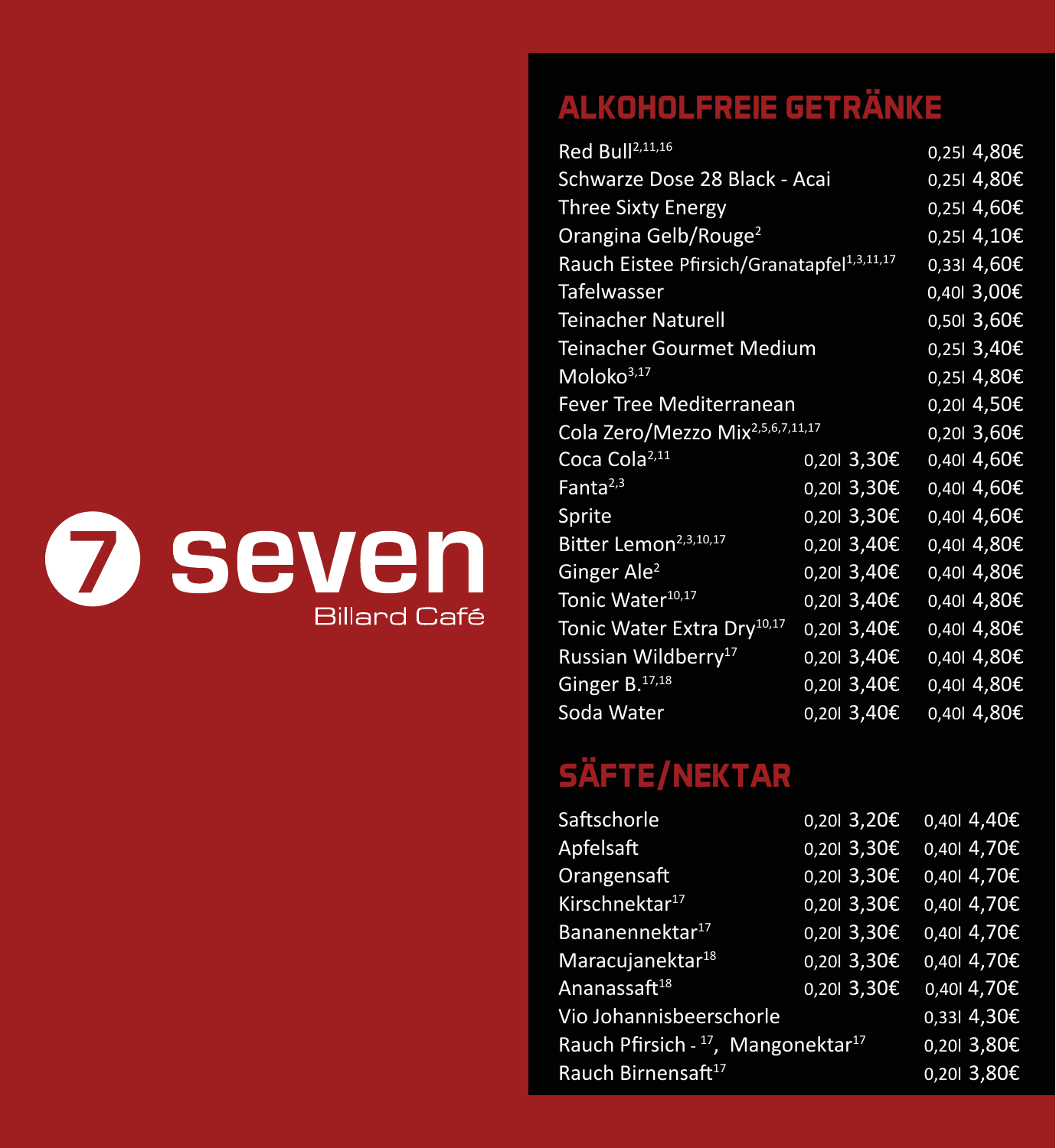7 seven

Billard Café

## ALKOHOLFREIE GETRÄNKE

| | | |
|---|---|---|
| Red Bull[2,11,16] | | 0,25l 4,80€ |
| Schwarze Dose 28 Black - Acai | | 0,25l 4,80€ |
| Three Sixty Energy | | 0,25l 4,60€ |
| Orangina Gelb/Rouge[2] | | 0,25l 4,10€ |
| Rauch Eistee Pfirsich/Granatapfel[1,3,11,17] | | 0,33l 4,60€ |
| Tafelwasser | | 0,40l 3,00€ |
| Teinacher Naturell | | 0,50l 3,60€ |
| Teinacher Gourmet Medium | | 0,25l 3,40€ |
| Moloko[3,17] | | 0,25l 4,80€ |
| Fever Tree Mediterranean | | 0,20l 4,50€ |
| Cola Zero/Mezzo Mix[2,5,6,7,11,17] | | 0,20l 3,60€ |
| Coca Cola[2,11] | 0,20l 3,30€ | 0,40l 4,60€ |
| Fanta[2,3] | 0,20l 3,30€ | 0,40l 4,60€ |
| Sprite | 0,20l 3,30€ | 0,40l 4,60€ |
| Bitter Lemon[2,3,10,17] | 0,20l 3,40€ | 0,40l 4,80€ |
| Ginger Ale[2] | 0,20l 3,40€ | 0,40l 4,80€ |
| Tonic Water[10,17] | 0,20l 3,40€ | 0,40l 4,80€ |
| Tonic Water Extra Dry[10,17] | 0,20l 3,40€ | 0,40l 4,80€ |
| Russian Wildberry[17] | 0,20l 3,40€ | 0,40l 4,80€ |
| Ginger B.[17,18] | 0,20l 3,40€ | 0,40l 4,80€ |
| Soda Water | 0,20l 3,40€ | 0,40l 4,80€ |

## SÄFTE/NEKTAR

| | | |
|---|---|---|
| Saftschorle | 0,20l 3,20€ | 0,40l 4,40€ |
| Apfelsaft | 0,20l 3,30€ | 0,40l 4,70€ |
| Orangensaft | 0,20l 3,30€ | 0,40l 4,70€ |
| Kirschnektar[17] | 0,20l 3,30€ | 0,40l 4,70€ |
| Bananennektar[17] | 0,20l 3,30€ | 0,40l 4,70€ |
| Maracujanektar[18] | 0,20l 3,30€ | 0,40l 4,70€ |
| Ananassaft[18] | 0,20l 3,30€ | 0,40l 4,70€ |
| Vio Johannisbeerschorle | | 0,33l 4,30€ |
| Rauch Pfirsich - [17], Mangonektar[17] | | 0,20l 3,80€ |
| Rauch Birnensaft[17] | | 0,20l 3,80€ |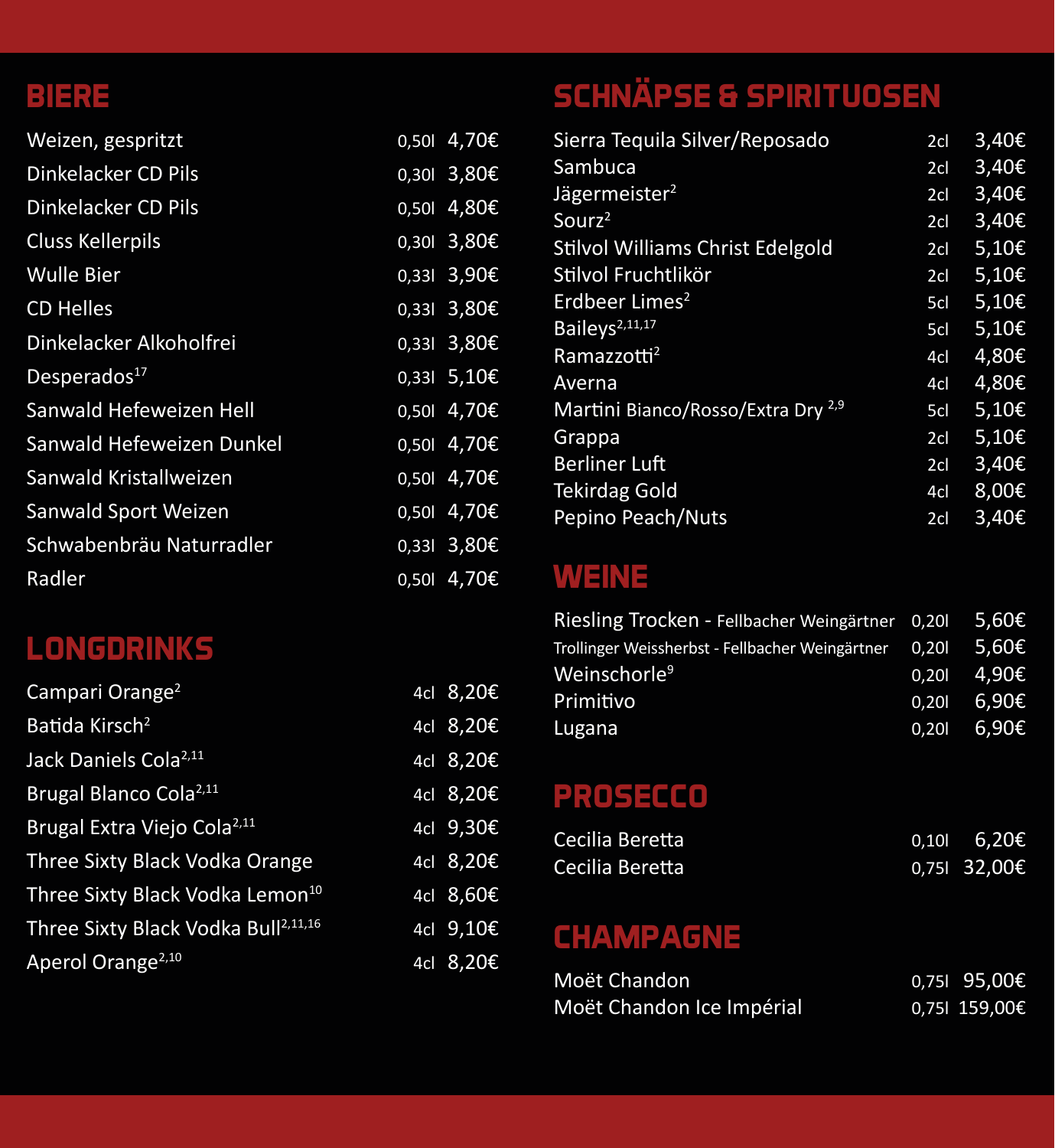## BIERE

| | | |
|---|---|---|
| Weizen, gespritzt | 0,50l | 4,70€ |
| Dinkelacker CD Pils | 0,30l | 3,80€ |
| Dinkelacker CD Pils | 0,50l | 4,80€ |
| Cluss Kellerpils | 0,30l | 3,80€ |
| Wulle Bier | 0,33l | 3,90€ |
| CD Helles | 0,33l | 3,80€ |
| Dinkelacker Alkoholfrei | 0,33l | 3,80€ |
| Desperados[17] | 0,33l | 5,10€ |
| Sanwald Hefeweizen Hell | 0,50l | 4,70€ |
| Sanwald Hefeweizen Dunkel | 0,50l | 4,70€ |
| Sanwald Kristallweizen | 0,50l | 4,70€ |
| Sanwald Sport Weizen | 0,50l | 4,70€ |
| Schwabenbräu Naturradler | 0,33l | 3,80€ |
| Radler | 0,50l | 4,70€ |

## LONGDRINKS

| | | |
|---|---|---|
| Campari Orange[2] | 4cl | 8,20€ |
| Batida Kirsch[2] | 4cl | 8,20€ |
| Jack Daniels Cola[2,11] | 4cl | 8,20€ |
| Brugal Blanco Cola[2,11] | 4cl | 8,20€ |
| Brugal Extra Viejo Cola[2,11] | 4cl | 9,30€ |
| Three Sixty Black Vodka Orange | 4cl | 8,20€ |
| Three Sixty Black Vodka Lemon[10] | 4cl | 8,60€ |
| Three Sixty Black Vodka Bull[2,11,16] | 4cl | 9,10€ |
| Aperol Orange[2,10] | 4cl | 8,20€ |

## SCHNÄPSE & SPIRITUOSEN

| | | |
|---|---|---|
| Sierra Tequila Silver/Reposado | 2cl | 3,40€ |
| Sambuca | 2cl | 3,40€ |
| Jägermeister[2] | 2cl | 3,40€ |
| Sourz[2] | 2cl | 3,40€ |
| Stilvol Williams Christ Edelgold | 2cl | 5,10€ |
| Stilvol Fruchtlikör | 2cl | 5,10€ |
| Erdbeer Limes[2] | 5cl | 5,10€ |
| Baileys[2,11,17] | 5cl | 5,10€ |
| Ramazzotti[2] | 4cl | 4,80€ |
| Averna | 4cl | 4,80€ |
| Martini Bianco/Rosso/Extra Dry[2,9] | 5cl | 5,10€ |
| Grappa | 2cl | 5,10€ |
| Berliner Luft | 2cl | 3,40€ |
| Tekirdag Gold | 4cl | 8,00€ |
| Pepino Peach/Nuts | 2cl | 3,40€ |

## WEINE

| | | |
|---|---|---|
| Riesling Trocken - Fellbacher Weingärtner | 0,20l | 5,60€ |
| Trollinger Weissherbst - Fellbacher Weingärtner | 0,20l | 5,60€ |
| Weinschorle[9] | 0,20l | 4,90€ |
| Primitivo | 0,20l | 6,90€ |
| Lugana | 0,20l | 6,90€ |

## PROSECCO

| | | |
|---|---|---|
| Cecilia Beretta | 0,10l | 6,20€ |
| Cecilia Beretta | 0,75l | 32,00€ |

## CHAMPAGNE

| | | |
|---|---|---|
| Moët Chandon | 0,75l | 95,00€ |
| Moët Chandon Ice Impérial | 0,75l | 159,00€ |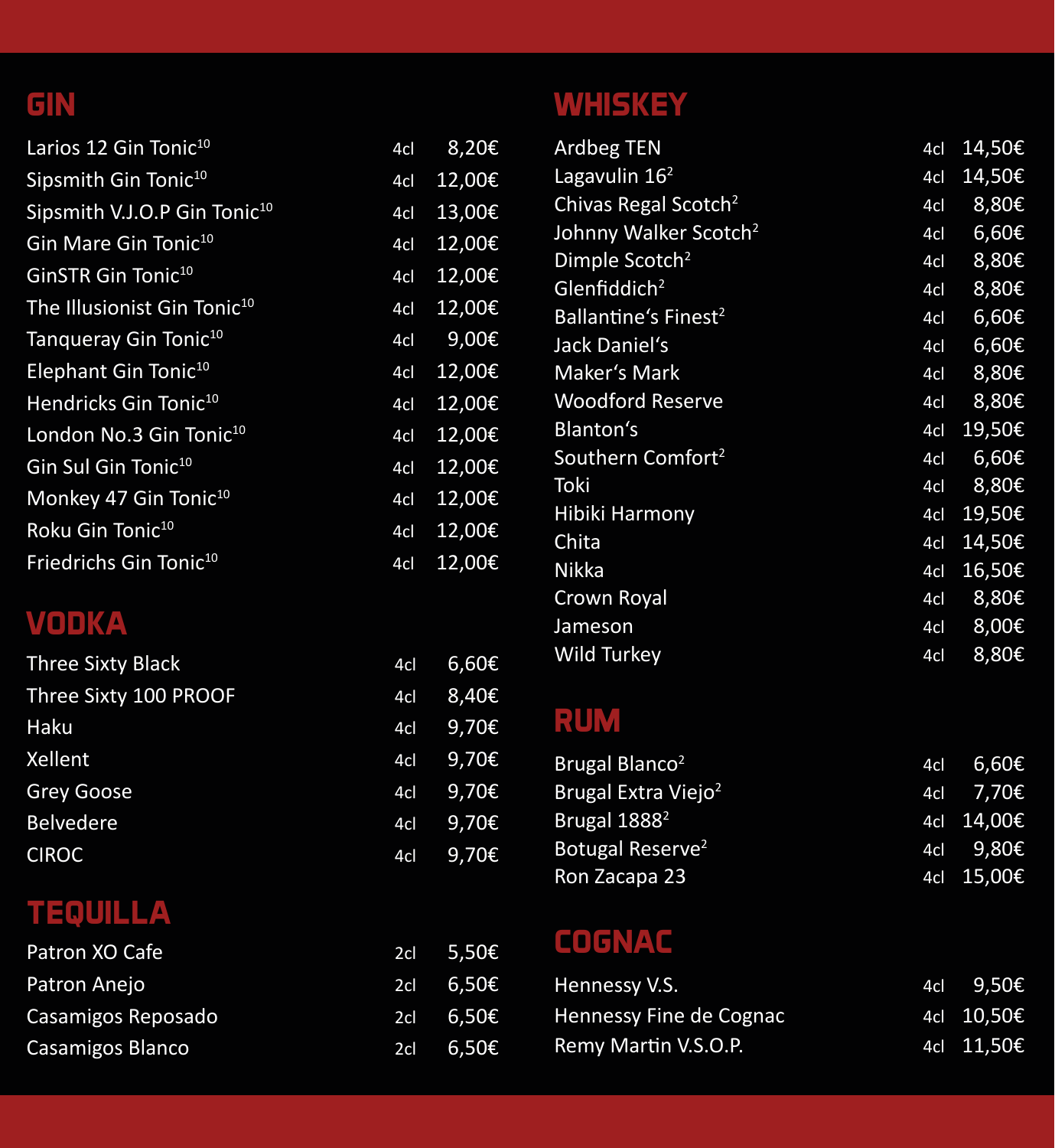## GIN

| | | |
|---|---|---|
| Larios 12 Gin Tonic[10] | 4cl | 8,20€ |
| Sipsmith Gin Tonic[10] | 4cl | 12,00€ |
| Sipsmith V.J.O.P Gin Tonic[10] | 4cl | 13,00€ |
| Gin Mare Gin Tonic[10] | 4cl | 12,00€ |
| GinSTR Gin Tonic[10] | 4cl | 12,00€ |
| The Illusionist Gin Tonic[10] | 4cl | 12,00€ |
| Tanqueray Gin Tonic[10] | 4cl | 9,00€ |
| Elephant Gin Tonic[10] | 4cl | 12,00€ |
| Hendricks Gin Tonic[10] | 4cl | 12,00€ |
| London No.3 Gin Tonic[10] | 4cl | 12,00€ |
| Gin Sul Gin Tonic[10] | 4cl | 12,00€ |
| Monkey 47 Gin Tonic[10] | 4cl | 12,00€ |
| Roku Gin Tonic[10] | 4cl | 12,00€ |
| Friedrichs Gin Tonic[10] | 4cl | 12,00€ |

## VODKA

| | | |
|---|---|---|
| Three Sixty Black | 4cl | 6,60€ |
| Three Sixty 100 PROOF | 4cl | 8,40€ |
| Haku | 4cl | 9,70€ |
| Xellent | 4cl | 9,70€ |
| Grey Goose | 4cl | 9,70€ |
| Belvedere | 4cl | 9,70€ |
| CIROC | 4cl | 9,70€ |

## TEQUILLA

| | | |
|---|---|---|
| Patron XO Cafe | 2cl | 5,50€ |
| Patron Anejo | 2cl | 6,50€ |
| Casamigos Reposado | 2cl | 6,50€ |
| Casamigos Blanco | 2cl | 6,50€ |

## WHISKEY

| | | |
|---|---|---|
| Ardbeg TEN | 4cl | 14,50€ |
| Lagavulin 16[2] | 4cl | 14,50€ |
| Chivas Regal Scotch[2] | 4cl | 8,80€ |
| Johnny Walker Scotch[2] | 4cl | 6,60€ |
| Dimple Scotch[2] | 4cl | 8,80€ |
| Glenfiddich[2] | 4cl | 8,80€ |
| Ballantine‘s Finest[2] | 4cl | 6,60€ |
| Jack Daniel‘s | 4cl | 6,60€ |
| Maker‘s Mark | 4cl | 8,80€ |
| Woodford Reserve | 4cl | 8,80€ |
| Blanton‘s | 4cl | 19,50€ |
| Southern Comfort[2] | 4cl | 6,60€ |
| Toki | 4cl | 8,80€ |
| Hibiki Harmony | 4cl | 19,50€ |
| Chita | 4cl | 14,50€ |
| Nikka | 4cl | 16,50€ |
| Crown Royal | 4cl | 8,80€ |
| Jameson | 4cl | 8,00€ |
| Wild Turkey | 4cl | 8,80€ |

## RUM

| | | |
|---|---|---|
| Brugal Blanco[2] | 4cl | 6,60€ |
| Brugal Extra Viejo[2] | 4cl | 7,70€ |
| Brugal 1888[2] | 4cl | 14,00€ |
| Botugal Reserve[2] | 4cl | 9,80€ |
| Ron Zacapa 23 | 4cl | 15,00€ |

## COGNAC

| | | |
|---|---|---|
| Hennessy V.S. | 4cl | 9,50€ |
| Hennessy Fine de Cognac | 4cl | 10,50€ |
| Remy Martin V.S.O.P. | 4cl | 11,50€ |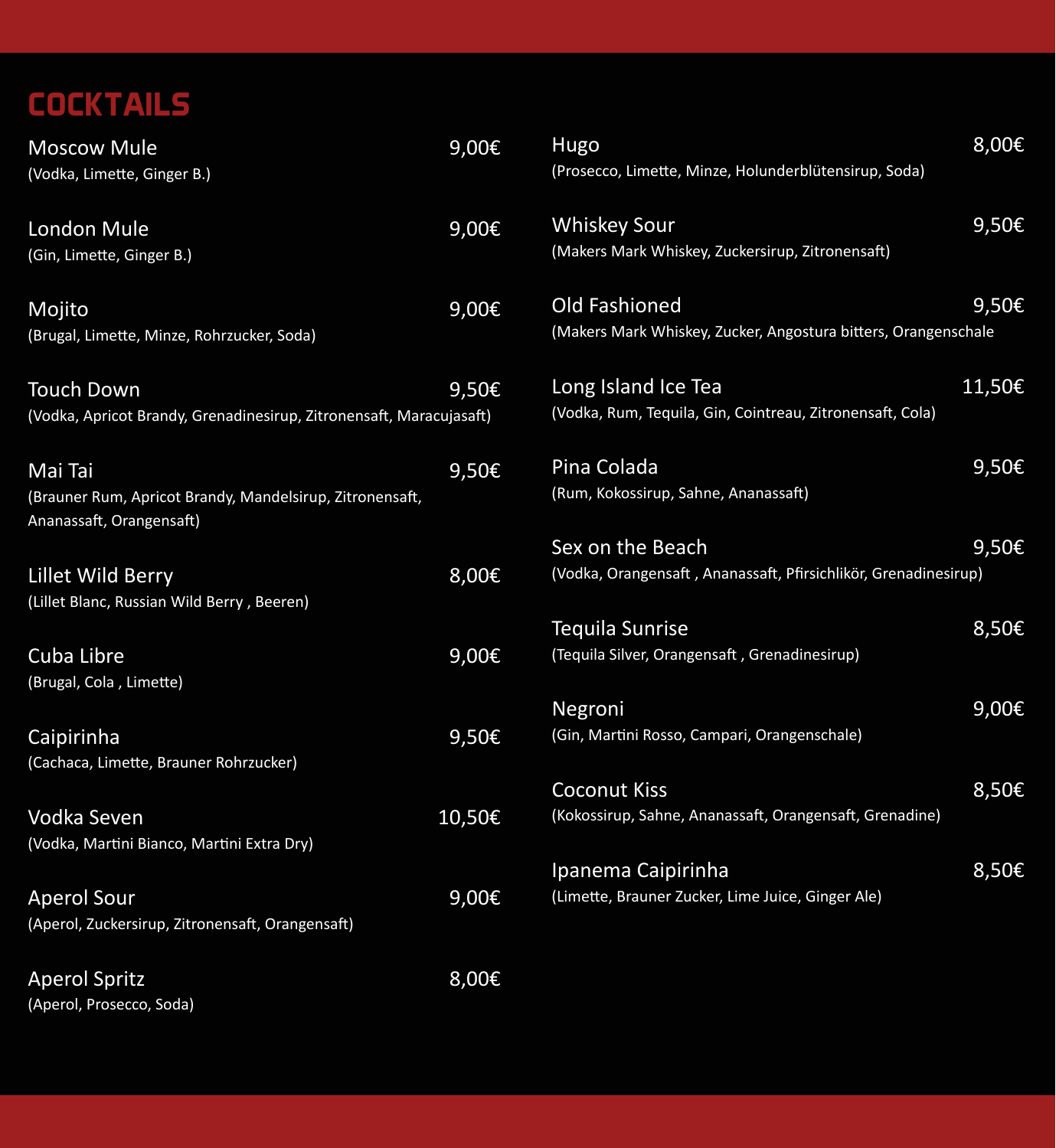# COCKTAILS

**Moscow Mule** 9,00€
(Vodka, Limette, Ginger B.)

**London Mule** 9,00€
(Gin, Limette, Ginger B.)

**Mojito** 9,00€
(Brugal, Limette, Minze, Rohrzucker, Soda)

**Touch Down** 9,50€
(Vodka, Apricot Brandy, Grenadinesirup, Zitronensaft, Maracujasaft)

**Mai Tai** 9,50€
(Brauner Rum, Apricot Brandy, Mandelsirup, Zitronensaft, Ananassaft, Orangensaft)

**Lillet Wild Berry** 8,00€
(Lillet Blanc, Russian Wild Berry , Beeren)

**Cuba Libre** 9,00€
(Brugal, Cola , Limette)

**Caipirinha** 9,50€
(Cachaca, Limette, Brauner Rohrzucker)

**Vodka Seven** 10,50€
(Vodka, Martini Bianco, Martini Extra Dry)

**Aperol Sour** 9,00€
(Aperol, Zuckersirup, Zitronensaft, Orangensaft)

**Aperol Spritz** 8,00€
(Aperol, Prosecco, Soda)

**Hugo** 8,00€
(Prosecco, Limette, Minze, Holunderblütensirup, Soda)

**Whiskey Sour** 9,50€
(Makers Mark Whiskey, Zuckersirup, Zitronensaft)

**Old Fashioned** 9,50€
(Makers Mark Whiskey, Zucker, Angostura bitters, Orangenschale

**Long Island Ice Tea** 11,50€
(Vodka, Rum, Tequila, Gin, Cointreau, Zitronensaft, Cola)

**Pina Colada** 9,50€
(Rum, Kokossirup, Sahne, Ananassaft)

**Sex on the Beach** 9,50€
(Vodka, Orangensaft , Ananassaft, Pfirsichlikör, Grenadinesirup)

**Tequila Sunrise** 8,50€
(Tequila Silver, Orangensaft , Grenadinesirup)

**Negroni** 9,00€
(Gin, Martini Rosso, Campari, Orangenschale)

**Coconut Kiss** 8,50€
(Kokossirup, Sahne, Ananassaft, Orangensaft, Grenadine)

**Ipanema Caipirinha** 8,50€
(Limette, Brauner Zucker, Lime Juice, Ginger Ale)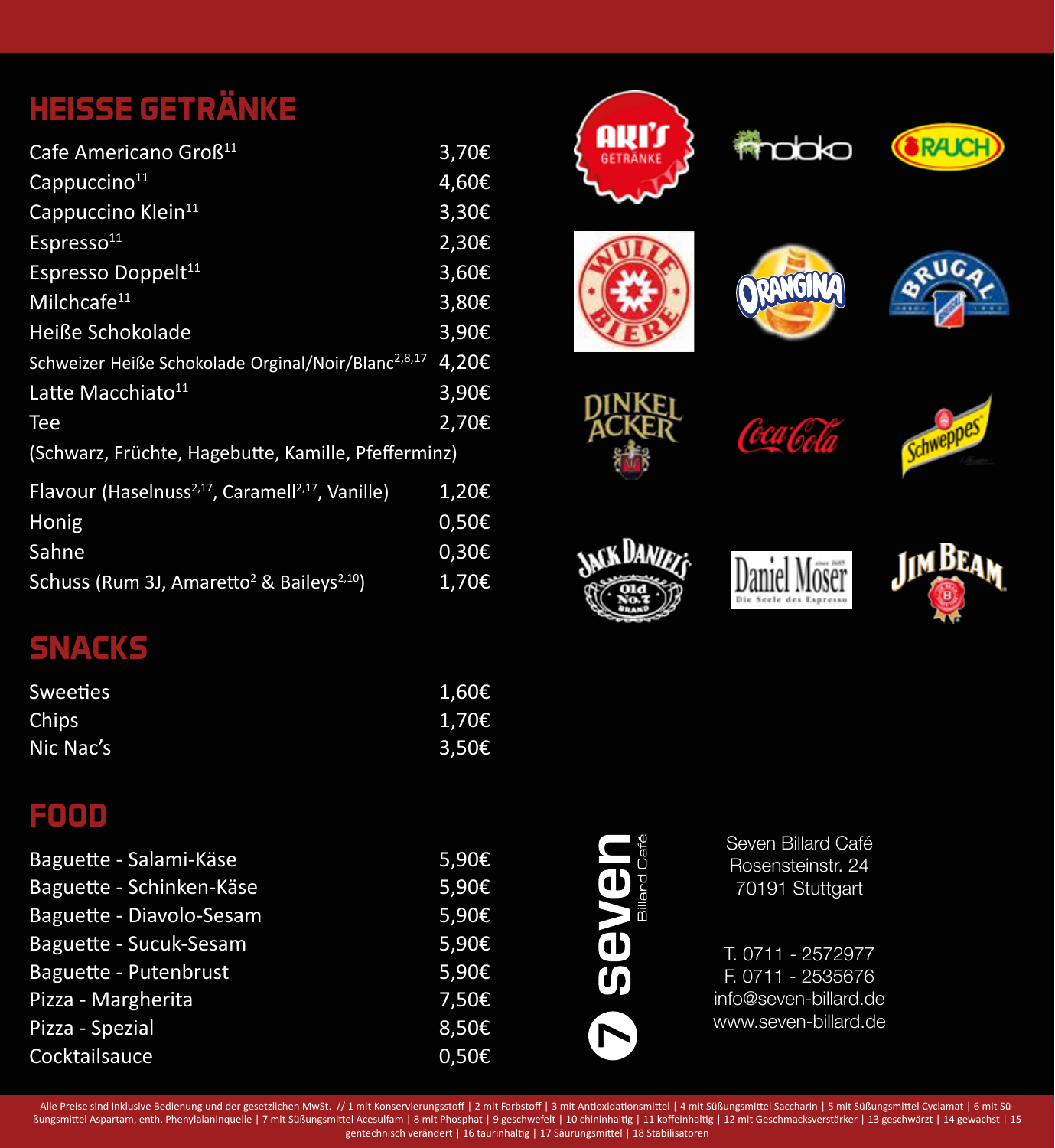## HEISSE GETRÄNKE

| | |
|---|---|
| Cafe Americano Groß[11] | 3,70€ |
| Cappuccino[11] | 4,60€ |
| Cappuccino Klein[11] | 3,30€ |
| Espresso[11] | 2,30€ |
| Espresso Doppelt[11] | 3,60€ |
| Milchcafe[11] | 3,80€ |
| Heiße Schokolade | 3,90€ |
| Schweizer Heiße Schokolade Orginal/Noir/Blanc[2,8,17] | 4,20€ |
| Latte Macchiato[11] | 3,90€ |
| Tee | 2,70€ |
| (Schwarz, Früchte, Hagebutte, Kamille, Pfefferminz) | |
| Flavour (Haselnuss[2,17], Caramell[2,17], Vanille) | 1,20€ |
| Honig | 0,50€ |
| Sahne | 0,30€ |
| Schuss (Rum 3J, Amaretto[2] & Baileys[2,10]) | 1,70€ |

## SNACKS

| | |
|---|---|
| Sweeties | 1,60€ |
| Chips | 1,70€ |
| Nic Nac's | 3,50€ |

## FOOD

| | |
|---|---|
| Baguette - Salami-Käse | 5,90€ |
| Baguette - Schinken-Käse | 5,90€ |
| Baguette - Diavolo-Sesam | 5,90€ |
| Baguette - Sucuk-Sesam | 5,90€ |
| Baguette - Putenbrust | 5,90€ |
| Pizza - Margherita | 7,50€ |
| Pizza - Spezial | 8,50€ |
| Cocktailsauce | 0,50€ |

AKI'S GETRÄNKE · mobko · RAUCH · WULLE BIERE · ORANGINA · BRUGAL · DINKEL ACKER · Coca-Cola · Schweppes · JACK DANIEL'S Old No.7 Brand · Daniel Moser Die Seele des Espresso · JIM BEAM

7 seven Billard Café

Seven Billard Café
Rosensteinstr. 24
70191 Stuttgart

T. 0711 - 2572977
F. 0711 - 2535676
info@seven-billard.de
www.seven-billard.de

Alle Preise sind inklusive Bedienung und der gesetzlichen MwSt. // 1 mit Konservierungsstoff | 2 mit Farbstoff | 3 mit Antioxidationsmittel | 4 mit Süßungsmittel Saccharin | 5 mit Süßungsmittel Cyclamat | 6 mit Süßungsmittel Aspartam, enth. Phenylalaninquelle | 7 mit Süßungsmittel Acesulfam | 8 mit Phosphat | 9 geschwefelt | 10 chininhaltig | 11 koffeinhaltig | 12 mit Geschmacksverstärker | 13 geschwärzt | 14 gewachst | 15 gentechnisch verändert | 16 taurinhaltig | 17 Säurungsmittel | 18 Stabilisatoren